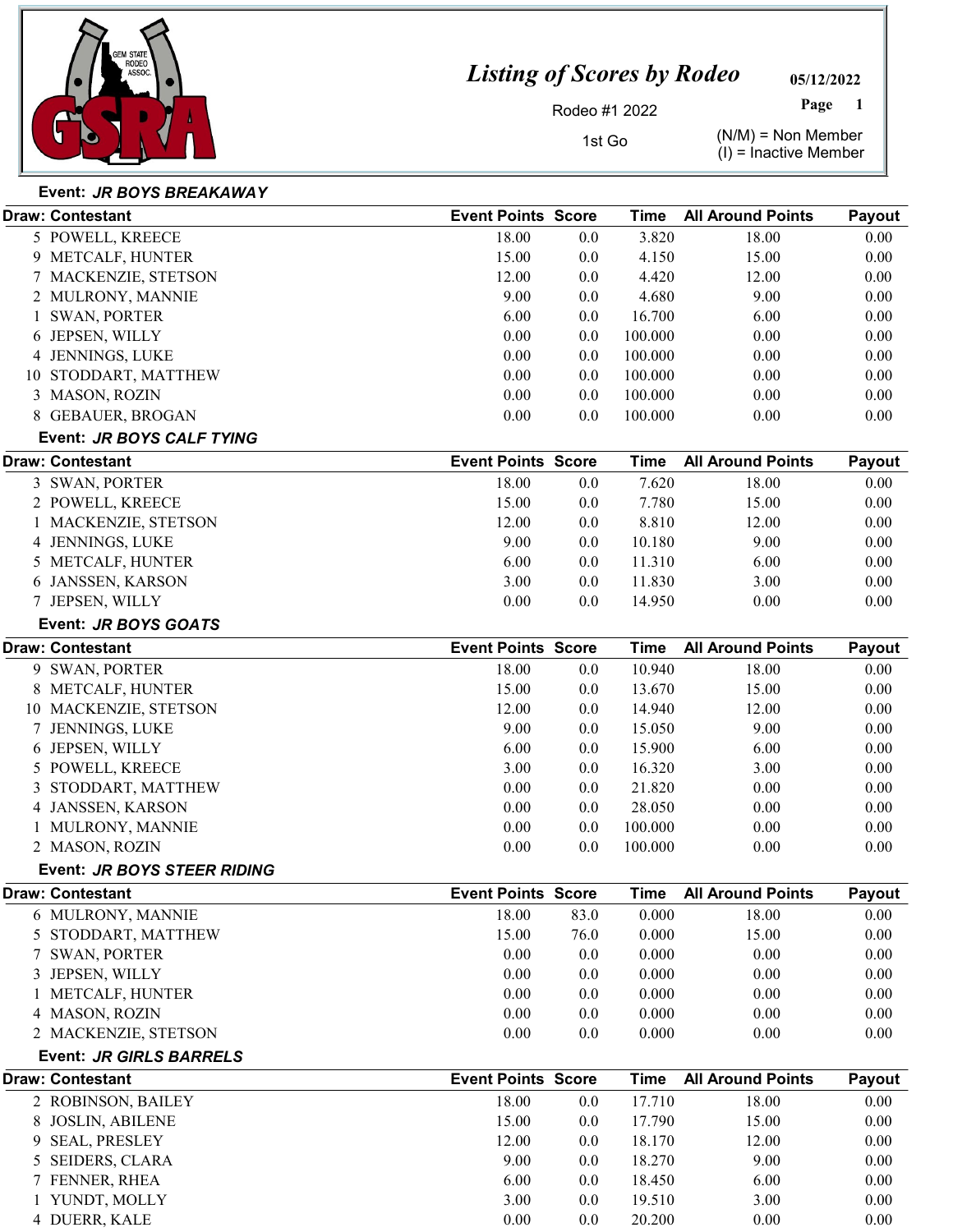GSRA — GEM STATE RODEO ASSOC.

# Listing of Scores by Rodeo

Rodeo #1 2022

1st Go

05/12/2022

(N/M) = Non Member
(I) = Inactive Member

**Event: *JR BOYS BREAKAWAY***

| Draw: Contestant | Event Points | Score | Time | All Around Points | Payout |
|---|---|---|---|---|---|
| 5 POWELL, KREECE | 18.00 | 0.0 | 3.820 | 18.00 | 0.00 |
| 9 METCALF, HUNTER | 15.00 | 0.0 | 4.150 | 15.00 | 0.00 |
| 7 MACKENZIE, STETSON | 12.00 | 0.0 | 4.420 | 12.00 | 0.00 |
| 2 MULRONY, MANNIE | 9.00 | 0.0 | 4.680 | 9.00 | 0.00 |
| 1 SWAN, PORTER | 6.00 | 0.0 | 16.700 | 6.00 | 0.00 |
| 6 JEPSEN, WILLY | 0.00 | 0.0 | 100.000 | 0.00 | 0.00 |
| 4 JENNINGS, LUKE | 0.00 | 0.0 | 100.000 | 0.00 | 0.00 |
| 10 STODDART, MATTHEW | 0.00 | 0.0 | 100.000 | 0.00 | 0.00 |
| 3 MASON, ROZIN | 0.00 | 0.0 | 100.000 | 0.00 | 0.00 |
| 8 GEBAUER, BROGAN | 0.00 | 0.0 | 100.000 | 0.00 | 0.00 |

**Event: *JR BOYS CALF TYING***

| Draw: Contestant | Event Points | Score | Time | All Around Points | Payout |
|---|---|---|---|---|---|
| 3 SWAN, PORTER | 18.00 | 0.0 | 7.620 | 18.00 | 0.00 |
| 2 POWELL, KREECE | 15.00 | 0.0 | 7.780 | 15.00 | 0.00 |
| 1 MACKENZIE, STETSON | 12.00 | 0.0 | 8.810 | 12.00 | 0.00 |
| 4 JENNINGS, LUKE | 9.00 | 0.0 | 10.180 | 9.00 | 0.00 |
| 5 METCALF, HUNTER | 6.00 | 0.0 | 11.310 | 6.00 | 0.00 |
| 6 JANSSEN, KARSON | 3.00 | 0.0 | 11.830 | 3.00 | 0.00 |
| 7 JEPSEN, WILLY | 0.00 | 0.0 | 14.950 | 0.00 | 0.00 |

**Event: *JR BOYS GOATS***

| Draw: Contestant | Event Points | Score | Time | All Around Points | Payout |
|---|---|---|---|---|---|
| 9 SWAN, PORTER | 18.00 | 0.0 | 10.940 | 18.00 | 0.00 |
| 8 METCALF, HUNTER | 15.00 | 0.0 | 13.670 | 15.00 | 0.00 |
| 10 MACKENZIE, STETSON | 12.00 | 0.0 | 14.940 | 12.00 | 0.00 |
| 7 JENNINGS, LUKE | 9.00 | 0.0 | 15.050 | 9.00 | 0.00 |
| 6 JEPSEN, WILLY | 6.00 | 0.0 | 15.900 | 6.00 | 0.00 |
| 5 POWELL, KREECE | 3.00 | 0.0 | 16.320 | 3.00 | 0.00 |
| 3 STODDART, MATTHEW | 0.00 | 0.0 | 21.820 | 0.00 | 0.00 |
| 4 JANSSEN, KARSON | 0.00 | 0.0 | 28.050 | 0.00 | 0.00 |
| 1 MULRONY, MANNIE | 0.00 | 0.0 | 100.000 | 0.00 | 0.00 |
| 2 MASON, ROZIN | 0.00 | 0.0 | 100.000 | 0.00 | 0.00 |

**Event: *JR BOYS STEER RIDING***

| Draw: Contestant | Event Points | Score | Time | All Around Points | Payout |
|---|---|---|---|---|---|
| 6 MULRONY, MANNIE | 18.00 | 83.0 | 0.000 | 18.00 | 0.00 |
| 5 STODDART, MATTHEW | 15.00 | 76.0 | 0.000 | 15.00 | 0.00 |
| 7 SWAN, PORTER | 0.00 | 0.0 | 0.000 | 0.00 | 0.00 |
| 3 JEPSEN, WILLY | 0.00 | 0.0 | 0.000 | 0.00 | 0.00 |
| 1 METCALF, HUNTER | 0.00 | 0.0 | 0.000 | 0.00 | 0.00 |
| 4 MASON, ROZIN | 0.00 | 0.0 | 0.000 | 0.00 | 0.00 |
| 2 MACKENZIE, STETSON | 0.00 | 0.0 | 0.000 | 0.00 | 0.00 |

**Event: *JR GIRLS BARRELS***

| Draw: Contestant | Event Points | Score | Time | All Around Points | Payout |
|---|---|---|---|---|---|
| 2 ROBINSON, BAILEY | 18.00 | 0.0 | 17.710 | 18.00 | 0.00 |
| 8 JOSLIN, ABILENE | 15.00 | 0.0 | 17.790 | 15.00 | 0.00 |
| 9 SEAL, PRESLEY | 12.00 | 0.0 | 18.170 | 12.00 | 0.00 |
| 5 SEIDERS, CLARA | 9.00 | 0.0 | 18.270 | 9.00 | 0.00 |
| 7 FENNER, RHEA | 6.00 | 0.0 | 18.450 | 6.00 | 0.00 |
| 1 YUNDT, MOLLY | 3.00 | 0.0 | 19.510 | 3.00 | 0.00 |
| 4 DUERR, KALE | 0.00 | 0.0 | 20.200 | 0.00 | 0.00 |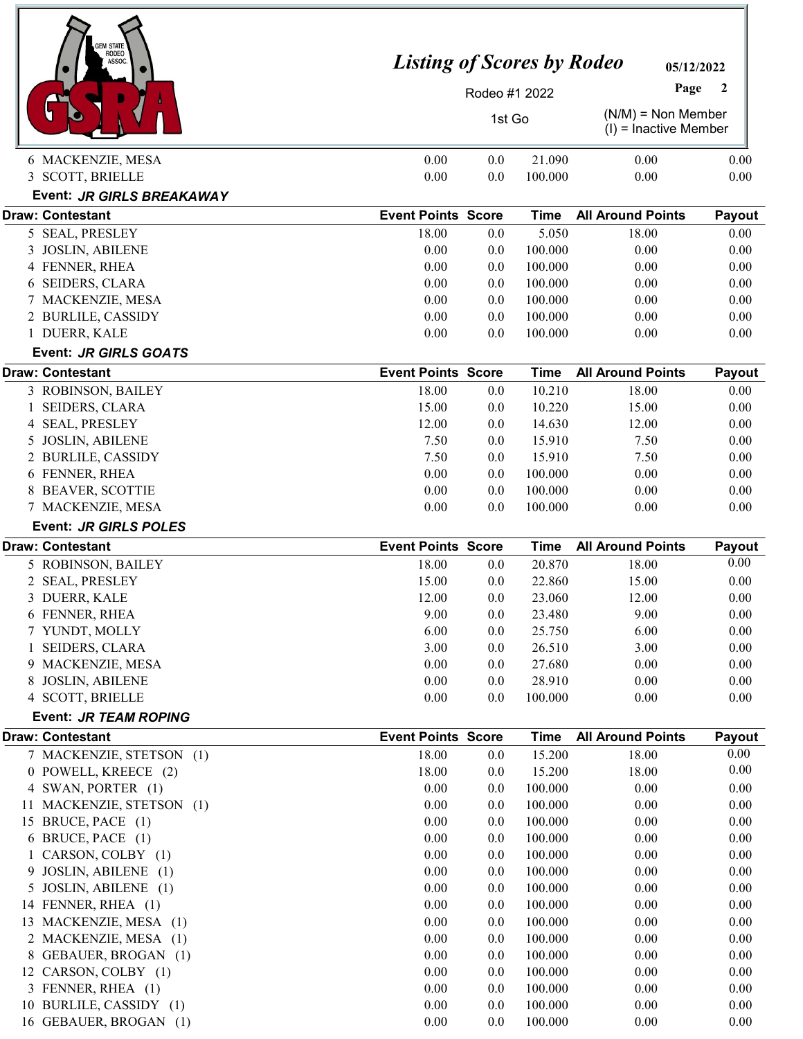| Draw: Contestant | Event Points | Score | Time | All Around Points | Payout |
|---|---|---|---|---|---|
| 6 MACKENZIE, MESA | 0.00 | 0.0 | 21.090 | 0.00 | 0.00 |
| 3 SCOTT, BRIELLE | 0.00 | 0.0 | 100.000 | 0.00 | 0.00 |

**Event:** ***JR GIRLS BREAKAWAY***

| Draw: Contestant | Event Points | Score | Time | All Around Points | Payout |
|---|---|---|---|---|---|
| 5 SEAL, PRESLEY | 18.00 | 0.0 | 5.050 | 18.00 | 0.00 |
| 3 JOSLIN, ABILENE | 0.00 | 0.0 | 100.000 | 0.00 | 0.00 |
| 4 FENNER, RHEA | 0.00 | 0.0 | 100.000 | 0.00 | 0.00 |
| 6 SEIDERS, CLARA | 0.00 | 0.0 | 100.000 | 0.00 | 0.00 |
| 7 MACKENZIE, MESA | 0.00 | 0.0 | 100.000 | 0.00 | 0.00 |
| 2 BURLILE, CASSIDY | 0.00 | 0.0 | 100.000 | 0.00 | 0.00 |
| 1 DUERR, KALE | 0.00 | 0.0 | 100.000 | 0.00 | 0.00 |

**Event:** ***JR GIRLS GOATS***

| Draw: Contestant | Event Points | Score | Time | All Around Points | Payout |
|---|---|---|---|---|---|
| 3 ROBINSON, BAILEY | 18.00 | 0.0 | 10.210 | 18.00 | 0.00 |
| 1 SEIDERS, CLARA | 15.00 | 0.0 | 10.220 | 15.00 | 0.00 |
| 4 SEAL, PRESLEY | 12.00 | 0.0 | 14.630 | 12.00 | 0.00 |
| 5 JOSLIN, ABILENE | 7.50 | 0.0 | 15.910 | 7.50 | 0.00 |
| 2 BURLILE, CASSIDY | 7.50 | 0.0 | 15.910 | 7.50 | 0.00 |
| 6 FENNER, RHEA | 0.00 | 0.0 | 100.000 | 0.00 | 0.00 |
| 8 BEAVER, SCOTTIE | 0.00 | 0.0 | 100.000 | 0.00 | 0.00 |
| 7 MACKENZIE, MESA | 0.00 | 0.0 | 100.000 | 0.00 | 0.00 |

**Event:** ***JR GIRLS POLES***

| Draw: Contestant | Event Points | Score | Time | All Around Points | Payout |
|---|---|---|---|---|---|
| 5 ROBINSON, BAILEY | 18.00 | 0.0 | 20.870 | 18.00 | 0.00 |
| 2 SEAL, PRESLEY | 15.00 | 0.0 | 22.860 | 15.00 | 0.00 |
| 3 DUERR, KALE | 12.00 | 0.0 | 23.060 | 12.00 | 0.00 |
| 6 FENNER, RHEA | 9.00 | 0.0 | 23.480 | 9.00 | 0.00 |
| 7 YUNDT, MOLLY | 6.00 | 0.0 | 25.750 | 6.00 | 0.00 |
| 1 SEIDERS, CLARA | 3.00 | 0.0 | 26.510 | 3.00 | 0.00 |
| 9 MACKENZIE, MESA | 0.00 | 0.0 | 27.680 | 0.00 | 0.00 |
| 8 JOSLIN, ABILENE | 0.00 | 0.0 | 28.910 | 0.00 | 0.00 |
| 4 SCOTT, BRIELLE | 0.00 | 0.0 | 100.000 | 0.00 | 0.00 |

**Event:** ***JR TEAM ROPING***

| Draw: Contestant | Event Points | Score | Time | All Around Points | Payout |
|---|---|---|---|---|---|
| 7 MACKENZIE, STETSON (1) | 18.00 | 0.0 | 15.200 | 18.00 | 0.00 |
| 0 POWELL, KREECE (2) | 18.00 | 0.0 | 15.200 | 18.00 | 0.00 |
| 4 SWAN, PORTER (1) | 0.00 | 0.0 | 100.000 | 0.00 | 0.00 |
| 11 MACKENZIE, STETSON (1) | 0.00 | 0.0 | 100.000 | 0.00 | 0.00 |
| 15 BRUCE, PACE (1) | 0.00 | 0.0 | 100.000 | 0.00 | 0.00 |
| 6 BRUCE, PACE (1) | 0.00 | 0.0 | 100.000 | 0.00 | 0.00 |
| 1 CARSON, COLBY (1) | 0.00 | 0.0 | 100.000 | 0.00 | 0.00 |
| 9 JOSLIN, ABILENE (1) | 0.00 | 0.0 | 100.000 | 0.00 | 0.00 |
| 5 JOSLIN, ABILENE (1) | 0.00 | 0.0 | 100.000 | 0.00 | 0.00 |
| 14 FENNER, RHEA (1) | 0.00 | 0.0 | 100.000 | 0.00 | 0.00 |
| 13 MACKENZIE, MESA (1) | 0.00 | 0.0 | 100.000 | 0.00 | 0.00 |
| 2 MACKENZIE, MESA (1) | 0.00 | 0.0 | 100.000 | 0.00 | 0.00 |
| 8 GEBAUER, BROGAN (1) | 0.00 | 0.0 | 100.000 | 0.00 | 0.00 |
| 12 CARSON, COLBY (1) | 0.00 | 0.0 | 100.000 | 0.00 | 0.00 |
| 3 FENNER, RHEA (1) | 0.00 | 0.0 | 100.000 | 0.00 | 0.00 |
| 10 BURLILE, CASSIDY (1) | 0.00 | 0.0 | 100.000 | 0.00 | 0.00 |
| 16 GEBAUER, BROGAN (1) | 0.00 | 0.0 | 100.000 | 0.00 | 0.00 |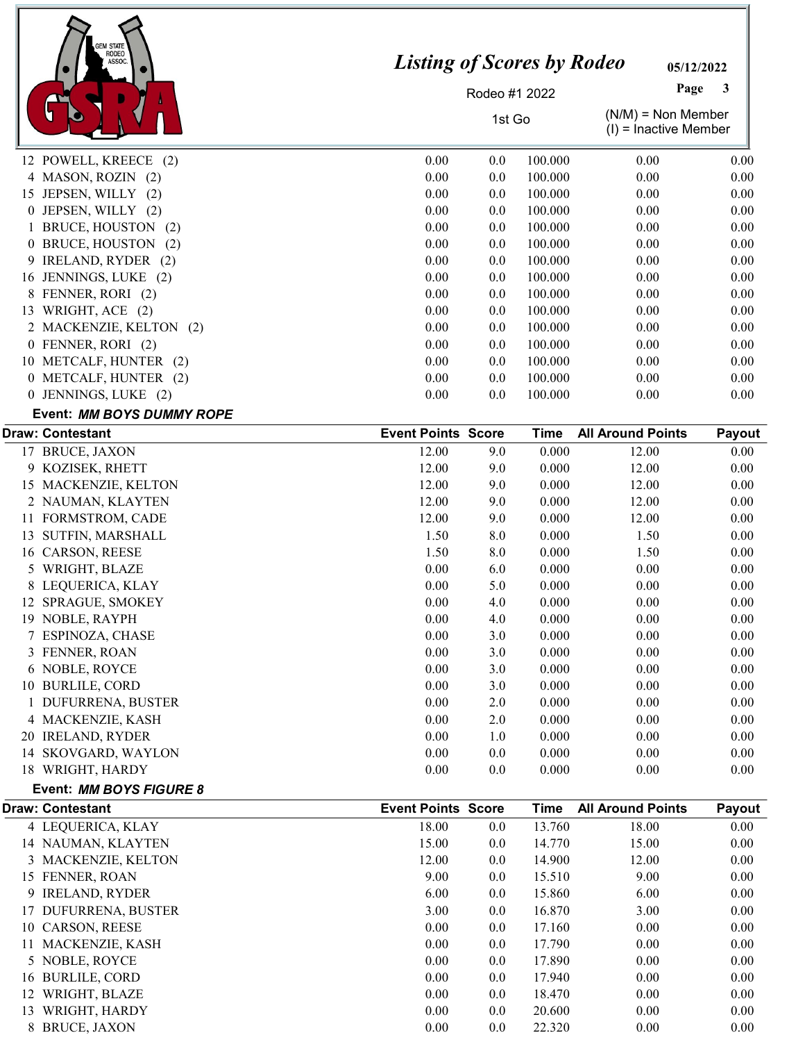| Draw: Contestant | Event Points | Score | Time | All Around Points | Payout |
|---|---|---|---|---|---|
| 12 POWELL, KREECE (2) | 0.00 | 0.0 | 100.000 | 0.00 | 0.00 |
| 4 MASON, ROZIN (2) | 0.00 | 0.0 | 100.000 | 0.00 | 0.00 |
| 15 JEPSEN, WILLY (2) | 0.00 | 0.0 | 100.000 | 0.00 | 0.00 |
| 0 JEPSEN, WILLY (2) | 0.00 | 0.0 | 100.000 | 0.00 | 0.00 |
| 1 BRUCE, HOUSTON (2) | 0.00 | 0.0 | 100.000 | 0.00 | 0.00 |
| 0 BRUCE, HOUSTON (2) | 0.00 | 0.0 | 100.000 | 0.00 | 0.00 |
| 9 IRELAND, RYDER (2) | 0.00 | 0.0 | 100.000 | 0.00 | 0.00 |
| 16 JENNINGS, LUKE (2) | 0.00 | 0.0 | 100.000 | 0.00 | 0.00 |
| 8 FENNER, RORI (2) | 0.00 | 0.0 | 100.000 | 0.00 | 0.00 |
| 13 WRIGHT, ACE (2) | 0.00 | 0.0 | 100.000 | 0.00 | 0.00 |
| 2 MACKENZIE, KELTON (2) | 0.00 | 0.0 | 100.000 | 0.00 | 0.00 |
| 0 FENNER, RORI (2) | 0.00 | 0.0 | 100.000 | 0.00 | 0.00 |
| 10 METCALF, HUNTER (2) | 0.00 | 0.0 | 100.000 | 0.00 | 0.00 |
| 0 METCALF, HUNTER (2) | 0.00 | 0.0 | 100.000 | 0.00 | 0.00 |
| 0 JENNINGS, LUKE (2) | 0.00 | 0.0 | 100.000 | 0.00 | 0.00 |

**Event: *MM BOYS DUMMY ROPE***

| Draw: Contestant | Event Points | Score | Time | All Around Points | Payout |
|---|---|---|---|---|---|
| 17 BRUCE, JAXON | 12.00 | 9.0 | 0.000 | 12.00 | 0.00 |
| 9 KOZISEK, RHETT | 12.00 | 9.0 | 0.000 | 12.00 | 0.00 |
| 15 MACKENZIE, KELTON | 12.00 | 9.0 | 0.000 | 12.00 | 0.00 |
| 2 NAUMAN, KLAYTEN | 12.00 | 9.0 | 0.000 | 12.00 | 0.00 |
| 11 FORMSTROM, CADE | 12.00 | 9.0 | 0.000 | 12.00 | 0.00 |
| 13 SUTFIN, MARSHALL | 1.50 | 8.0 | 0.000 | 1.50 | 0.00 |
| 16 CARSON, REESE | 1.50 | 8.0 | 0.000 | 1.50 | 0.00 |
| 5 WRIGHT, BLAZE | 0.00 | 6.0 | 0.000 | 0.00 | 0.00 |
| 8 LEQUERICA, KLAY | 0.00 | 5.0 | 0.000 | 0.00 | 0.00 |
| 12 SPRAGUE, SMOKEY | 0.00 | 4.0 | 0.000 | 0.00 | 0.00 |
| 19 NOBLE, RAYPH | 0.00 | 4.0 | 0.000 | 0.00 | 0.00 |
| 7 ESPINOZA, CHASE | 0.00 | 3.0 | 0.000 | 0.00 | 0.00 |
| 3 FENNER, ROAN | 0.00 | 3.0 | 0.000 | 0.00 | 0.00 |
| 6 NOBLE, ROYCE | 0.00 | 3.0 | 0.000 | 0.00 | 0.00 |
| 10 BURLILE, CORD | 0.00 | 3.0 | 0.000 | 0.00 | 0.00 |
| 1 DUFURRENA, BUSTER | 0.00 | 2.0 | 0.000 | 0.00 | 0.00 |
| 4 MACKENZIE, KASH | 0.00 | 2.0 | 0.000 | 0.00 | 0.00 |
| 20 IRELAND, RYDER | 0.00 | 1.0 | 0.000 | 0.00 | 0.00 |
| 14 SKOVGARD, WAYLON | 0.00 | 0.0 | 0.000 | 0.00 | 0.00 |
| 18 WRIGHT, HARDY | 0.00 | 0.0 | 0.000 | 0.00 | 0.00 |

**Event: *MM BOYS FIGURE 8***

| Draw: Contestant | Event Points | Score | Time | All Around Points | Payout |
|---|---|---|---|---|---|
| 4 LEQUERICA, KLAY | 18.00 | 0.0 | 13.760 | 18.00 | 0.00 |
| 14 NAUMAN, KLAYTEN | 15.00 | 0.0 | 14.770 | 15.00 | 0.00 |
| 3 MACKENZIE, KELTON | 12.00 | 0.0 | 14.900 | 12.00 | 0.00 |
| 15 FENNER, ROAN | 9.00 | 0.0 | 15.510 | 9.00 | 0.00 |
| 9 IRELAND, RYDER | 6.00 | 0.0 | 15.860 | 6.00 | 0.00 |
| 17 DUFURRENA, BUSTER | 3.00 | 0.0 | 16.870 | 3.00 | 0.00 |
| 10 CARSON, REESE | 0.00 | 0.0 | 17.160 | 0.00 | 0.00 |
| 11 MACKENZIE, KASH | 0.00 | 0.0 | 17.790 | 0.00 | 0.00 |
| 5 NOBLE, ROYCE | 0.00 | 0.0 | 17.890 | 0.00 | 0.00 |
| 16 BURLILE, CORD | 0.00 | 0.0 | 17.940 | 0.00 | 0.00 |
| 12 WRIGHT, BLAZE | 0.00 | 0.0 | 18.470 | 0.00 | 0.00 |
| 13 WRIGHT, HARDY | 0.00 | 0.0 | 20.600 | 0.00 | 0.00 |
| 8 BRUCE, JAXON | 0.00 | 0.0 | 22.320 | 0.00 | 0.00 |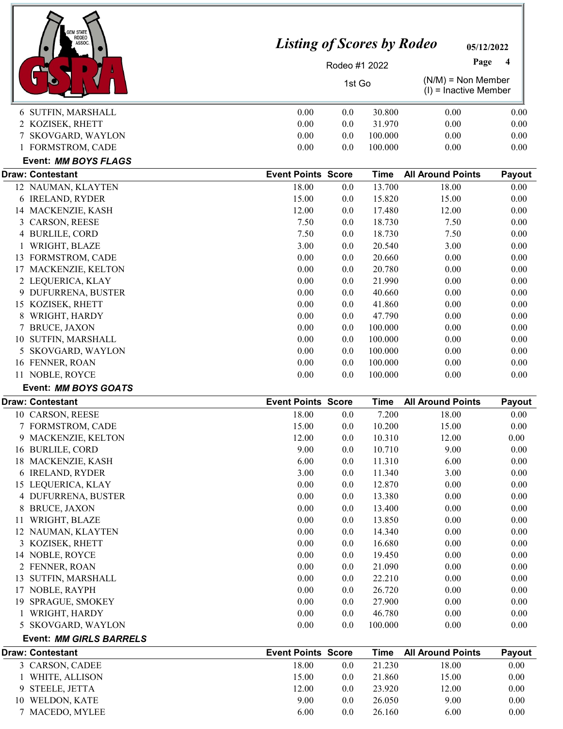| Draw: Contestant | Event Points | Score | Time | All Around Points | Payout |
|---|---|---|---|---|---|
| 6 SUTFIN, MARSHALL | 0.00 | 0.0 | 30.800 | 0.00 | 0.00 |
| 2 KOZISEK, RHETT | 0.00 | 0.0 | 31.970 | 0.00 | 0.00 |
| 7 SKOVGARD, WAYLON | 0.00 | 0.0 | 100.000 | 0.00 | 0.00 |
| 1 FORMSTROM, CADE | 0.00 | 0.0 | 100.000 | 0.00 | 0.00 |

**Event: *MM BOYS FLAGS***

| Draw: Contestant | Event Points | Score | Time | All Around Points | Payout |
|---|---|---|---|---|---|
| 12 NAUMAN, KLAYTEN | 18.00 | 0.0 | 13.700 | 18.00 | 0.00 |
| 6 IRELAND, RYDER | 15.00 | 0.0 | 15.820 | 15.00 | 0.00 |
| 14 MACKENZIE, KASH | 12.00 | 0.0 | 17.480 | 12.00 | 0.00 |
| 3 CARSON, REESE | 7.50 | 0.0 | 18.730 | 7.50 | 0.00 |
| 4 BURLILE, CORD | 7.50 | 0.0 | 18.730 | 7.50 | 0.00 |
| 1 WRIGHT, BLAZE | 3.00 | 0.0 | 20.540 | 3.00 | 0.00 |
| 13 FORMSTROM, CADE | 0.00 | 0.0 | 20.660 | 0.00 | 0.00 |
| 17 MACKENZIE, KELTON | 0.00 | 0.0 | 20.780 | 0.00 | 0.00 |
| 2 LEQUERICA, KLAY | 0.00 | 0.0 | 21.990 | 0.00 | 0.00 |
| 9 DUFURRENA, BUSTER | 0.00 | 0.0 | 40.660 | 0.00 | 0.00 |
| 15 KOZISEK, RHETT | 0.00 | 0.0 | 41.860 | 0.00 | 0.00 |
| 8 WRIGHT, HARDY | 0.00 | 0.0 | 47.790 | 0.00 | 0.00 |
| 7 BRUCE, JAXON | 0.00 | 0.0 | 100.000 | 0.00 | 0.00 |
| 10 SUTFIN, MARSHALL | 0.00 | 0.0 | 100.000 | 0.00 | 0.00 |
| 5 SKOVGARD, WAYLON | 0.00 | 0.0 | 100.000 | 0.00 | 0.00 |
| 16 FENNER, ROAN | 0.00 | 0.0 | 100.000 | 0.00 | 0.00 |
| 11 NOBLE, ROYCE | 0.00 | 0.0 | 100.000 | 0.00 | 0.00 |

**Event: *MM BOYS GOATS***

| Draw: Contestant | Event Points | Score | Time | All Around Points | Payout |
|---|---|---|---|---|---|
| 10 CARSON, REESE | 18.00 | 0.0 | 7.200 | 18.00 | 0.00 |
| 7 FORMSTROM, CADE | 15.00 | 0.0 | 10.200 | 15.00 | 0.00 |
| 9 MACKENZIE, KELTON | 12.00 | 0.0 | 10.310 | 12.00 | 0.00 |
| 16 BURLILE, CORD | 9.00 | 0.0 | 10.710 | 9.00 | 0.00 |
| 18 MACKENZIE, KASH | 6.00 | 0.0 | 11.310 | 6.00 | 0.00 |
| 6 IRELAND, RYDER | 3.00 | 0.0 | 11.340 | 3.00 | 0.00 |
| 15 LEQUERICA, KLAY | 0.00 | 0.0 | 12.870 | 0.00 | 0.00 |
| 4 DUFURRENA, BUSTER | 0.00 | 0.0 | 13.380 | 0.00 | 0.00 |
| 8 BRUCE, JAXON | 0.00 | 0.0 | 13.400 | 0.00 | 0.00 |
| 11 WRIGHT, BLAZE | 0.00 | 0.0 | 13.850 | 0.00 | 0.00 |
| 12 NAUMAN, KLAYTEN | 0.00 | 0.0 | 14.340 | 0.00 | 0.00 |
| 3 KOZISEK, RHETT | 0.00 | 0.0 | 16.680 | 0.00 | 0.00 |
| 14 NOBLE, ROYCE | 0.00 | 0.0 | 19.450 | 0.00 | 0.00 |
| 2 FENNER, ROAN | 0.00 | 0.0 | 21.090 | 0.00 | 0.00 |
| 13 SUTFIN, MARSHALL | 0.00 | 0.0 | 22.210 | 0.00 | 0.00 |
| 17 NOBLE, RAYPH | 0.00 | 0.0 | 26.720 | 0.00 | 0.00 |
| 19 SPRAGUE, SMOKEY | 0.00 | 0.0 | 27.900 | 0.00 | 0.00 |
| 1 WRIGHT, HARDY | 0.00 | 0.0 | 46.780 | 0.00 | 0.00 |
| 5 SKOVGARD, WAYLON | 0.00 | 0.0 | 100.000 | 0.00 | 0.00 |

**Event: *MM GIRLS BARRELS***

| Draw: Contestant | Event Points | Score | Time | All Around Points | Payout |
|---|---|---|---|---|---|
| 3 CARSON, CADEE | 18.00 | 0.0 | 21.230 | 18.00 | 0.00 |
| 1 WHITE, ALLISON | 15.00 | 0.0 | 21.860 | 15.00 | 0.00 |
| 9 STEELE, JETTA | 12.00 | 0.0 | 23.920 | 12.00 | 0.00 |
| 10 WELDON, KATE | 9.00 | 0.0 | 26.050 | 9.00 | 0.00 |
| 7 MACEDO, MYLEE | 6.00 | 0.0 | 26.160 | 6.00 | 0.00 |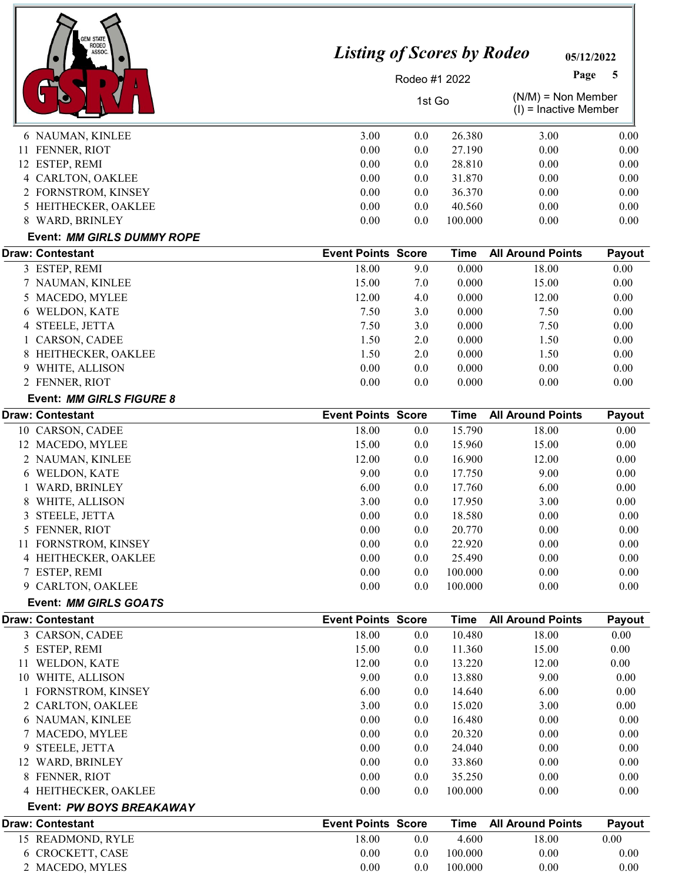| Draw: Contestant | Event Points | Score | Time | All Around Points | Payout |
|---|---|---|---|---|---|
| 6 NAUMAN, KINLEE | 3.00 | 0.0 | 26.380 | 3.00 | 0.00 |
| 11 FENNER, RIOT | 0.00 | 0.0 | 27.190 | 0.00 | 0.00 |
| 12 ESTEP, REMI | 0.00 | 0.0 | 28.810 | 0.00 | 0.00 |
| 4 CARLTON, OAKLEE | 0.00 | 0.0 | 31.870 | 0.00 | 0.00 |
| 2 FORNSTROM, KINSEY | 0.00 | 0.0 | 36.370 | 0.00 | 0.00 |
| 5 HEITHECKER, OAKLEE | 0.00 | 0.0 | 40.560 | 0.00 | 0.00 |
| 8 WARD, BRINLEY | 0.00 | 0.0 | 100.000 | 0.00 | 0.00 |

**Event: *MM GIRLS DUMMY ROPE***

| Draw: Contestant | Event Points | Score | Time | All Around Points | Payout |
|---|---|---|---|---|---|
| 3 ESTEP, REMI | 18.00 | 9.0 | 0.000 | 18.00 | 0.00 |
| 7 NAUMAN, KINLEE | 15.00 | 7.0 | 0.000 | 15.00 | 0.00 |
| 5 MACEDO, MYLEE | 12.00 | 4.0 | 0.000 | 12.00 | 0.00 |
| 6 WELDON, KATE | 7.50 | 3.0 | 0.000 | 7.50 | 0.00 |
| 4 STEELE, JETTA | 7.50 | 3.0 | 0.000 | 7.50 | 0.00 |
| 1 CARSON, CADEE | 1.50 | 2.0 | 0.000 | 1.50 | 0.00 |
| 8 HEITHECKER, OAKLEE | 1.50 | 2.0 | 0.000 | 1.50 | 0.00 |
| 9 WHITE, ALLISON | 0.00 | 0.0 | 0.000 | 0.00 | 0.00 |
| 2 FENNER, RIOT | 0.00 | 0.0 | 0.000 | 0.00 | 0.00 |

**Event: *MM GIRLS FIGURE 8***

| Draw: Contestant | Event Points | Score | Time | All Around Points | Payout |
|---|---|---|---|---|---|
| 10 CARSON, CADEE | 18.00 | 0.0 | 15.790 | 18.00 | 0.00 |
| 12 MACEDO, MYLEE | 15.00 | 0.0 | 15.960 | 15.00 | 0.00 |
| 2 NAUMAN, KINLEE | 12.00 | 0.0 | 16.900 | 12.00 | 0.00 |
| 6 WELDON, KATE | 9.00 | 0.0 | 17.750 | 9.00 | 0.00 |
| 1 WARD, BRINLEY | 6.00 | 0.0 | 17.760 | 6.00 | 0.00 |
| 8 WHITE, ALLISON | 3.00 | 0.0 | 17.950 | 3.00 | 0.00 |
| 3 STEELE, JETTA | 0.00 | 0.0 | 18.580 | 0.00 | 0.00 |
| 5 FENNER, RIOT | 0.00 | 0.0 | 20.770 | 0.00 | 0.00 |
| 11 FORNSTROM, KINSEY | 0.00 | 0.0 | 22.920 | 0.00 | 0.00 |
| 4 HEITHECKER, OAKLEE | 0.00 | 0.0 | 25.490 | 0.00 | 0.00 |
| 7 ESTEP, REMI | 0.00 | 0.0 | 100.000 | 0.00 | 0.00 |
| 9 CARLTON, OAKLEE | 0.00 | 0.0 | 100.000 | 0.00 | 0.00 |

**Event: *MM GIRLS GOATS***

| Draw: Contestant | Event Points | Score | Time | All Around Points | Payout |
|---|---|---|---|---|---|
| 3 CARSON, CADEE | 18.00 | 0.0 | 10.480 | 18.00 | 0.00 |
| 5 ESTEP, REMI | 15.00 | 0.0 | 11.360 | 15.00 | 0.00 |
| 11 WELDON, KATE | 12.00 | 0.0 | 13.220 | 12.00 | 0.00 |
| 10 WHITE, ALLISON | 9.00 | 0.0 | 13.880 | 9.00 | 0.00 |
| 1 FORNSTROM, KINSEY | 6.00 | 0.0 | 14.640 | 6.00 | 0.00 |
| 2 CARLTON, OAKLEE | 3.00 | 0.0 | 15.020 | 3.00 | 0.00 |
| 6 NAUMAN, KINLEE | 0.00 | 0.0 | 16.480 | 0.00 | 0.00 |
| 7 MACEDO, MYLEE | 0.00 | 0.0 | 20.320 | 0.00 | 0.00 |
| 9 STEELE, JETTA | 0.00 | 0.0 | 24.040 | 0.00 | 0.00 |
| 12 WARD, BRINLEY | 0.00 | 0.0 | 33.860 | 0.00 | 0.00 |
| 8 FENNER, RIOT | 0.00 | 0.0 | 35.250 | 0.00 | 0.00 |
| 4 HEITHECKER, OAKLEE | 0.00 | 0.0 | 100.000 | 0.00 | 0.00 |

**Event: *PW BOYS BREAKAWAY***

| Draw: Contestant | Event Points | Score | Time | All Around Points | Payout |
|---|---|---|---|---|---|
| 15 READMOND, RYLE | 18.00 | 0.0 | 4.600 | 18.00 | 0.00 |
| 6 CROCKETT, CASE | 0.00 | 0.0 | 100.000 | 0.00 | 0.00 |
| 2 MACEDO, MYLES | 0.00 | 0.0 | 100.000 | 0.00 | 0.00 |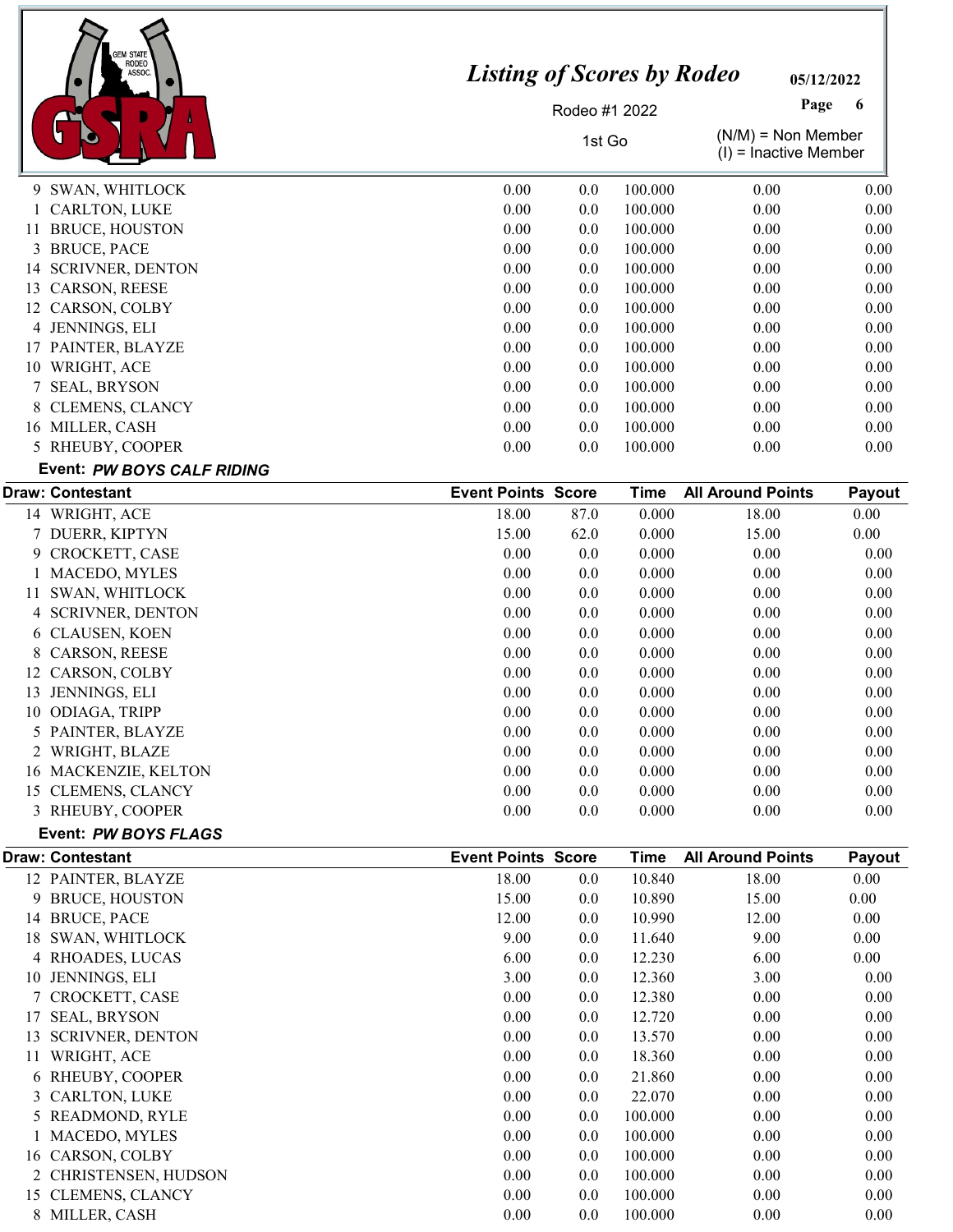# Listing of Scores by Rodeo

Rodeo #1 2022

1st Go

05/12/2022

(N/M) = Non Member
(I) = Inactive Member

| Draw | Contestant | Event Points | Score | Time | All Around Points | Payout |
|---|---|---|---|---|---|---|
| 9 | SWAN, WHITLOCK | 0.00 | 0.0 | 100.000 | 0.00 | 0.00 |
| 1 | CARLTON, LUKE | 0.00 | 0.0 | 100.000 | 0.00 | 0.00 |
| 11 | BRUCE, HOUSTON | 0.00 | 0.0 | 100.000 | 0.00 | 0.00 |
| 3 | BRUCE, PACE | 0.00 | 0.0 | 100.000 | 0.00 | 0.00 |
| 14 | SCRIVNER, DENTON | 0.00 | 0.0 | 100.000 | 0.00 | 0.00 |
| 13 | CARSON, REESE | 0.00 | 0.0 | 100.000 | 0.00 | 0.00 |
| 12 | CARSON, COLBY | 0.00 | 0.0 | 100.000 | 0.00 | 0.00 |
| 4 | JENNINGS, ELI | 0.00 | 0.0 | 100.000 | 0.00 | 0.00 |
| 17 | PAINTER, BLAYZE | 0.00 | 0.0 | 100.000 | 0.00 | 0.00 |
| 10 | WRIGHT, ACE | 0.00 | 0.0 | 100.000 | 0.00 | 0.00 |
| 7 | SEAL, BRYSON | 0.00 | 0.0 | 100.000 | 0.00 | 0.00 |
| 8 | CLEMENS, CLANCY | 0.00 | 0.0 | 100.000 | 0.00 | 0.00 |
| 16 | MILLER, CASH | 0.00 | 0.0 | 100.000 | 0.00 | 0.00 |
| 5 | RHEUBY, COOPER | 0.00 | 0.0 | 100.000 | 0.00 | 0.00 |

**Event: *PW BOYS CALF RIDING***

| Draw | Contestant | Event Points | Score | Time | All Around Points | Payout |
|---|---|---|---|---|---|---|
| 14 | WRIGHT, ACE | 18.00 | 87.0 | 0.000 | 18.00 | 0.00 |
| 7 | DUERR, KIPTYN | 15.00 | 62.0 | 0.000 | 15.00 | 0.00 |
| 9 | CROCKETT, CASE | 0.00 | 0.0 | 0.000 | 0.00 | 0.00 |
| 1 | MACEDO, MYLES | 0.00 | 0.0 | 0.000 | 0.00 | 0.00 |
| 11 | SWAN, WHITLOCK | 0.00 | 0.0 | 0.000 | 0.00 | 0.00 |
| 4 | SCRIVNER, DENTON | 0.00 | 0.0 | 0.000 | 0.00 | 0.00 |
| 6 | CLAUSEN, KOEN | 0.00 | 0.0 | 0.000 | 0.00 | 0.00 |
| 8 | CARSON, REESE | 0.00 | 0.0 | 0.000 | 0.00 | 0.00 |
| 12 | CARSON, COLBY | 0.00 | 0.0 | 0.000 | 0.00 | 0.00 |
| 13 | JENNINGS, ELI | 0.00 | 0.0 | 0.000 | 0.00 | 0.00 |
| 10 | ODIAGA, TRIPP | 0.00 | 0.0 | 0.000 | 0.00 | 0.00 |
| 5 | PAINTER, BLAYZE | 0.00 | 0.0 | 0.000 | 0.00 | 0.00 |
| 2 | WRIGHT, BLAZE | 0.00 | 0.0 | 0.000 | 0.00 | 0.00 |
| 16 | MACKENZIE, KELTON | 0.00 | 0.0 | 0.000 | 0.00 | 0.00 |
| 15 | CLEMENS, CLANCY | 0.00 | 0.0 | 0.000 | 0.00 | 0.00 |
| 3 | RHEUBY, COOPER | 0.00 | 0.0 | 0.000 | 0.00 | 0.00 |

**Event: *PW BOYS FLAGS***

| Draw | Contestant | Event Points | Score | Time | All Around Points | Payout |
|---|---|---|---|---|---|---|
| 12 | PAINTER, BLAYZE | 18.00 | 0.0 | 10.840 | 18.00 | 0.00 |
| 9 | BRUCE, HOUSTON | 15.00 | 0.0 | 10.890 | 15.00 | 0.00 |
| 14 | BRUCE, PACE | 12.00 | 0.0 | 10.990 | 12.00 | 0.00 |
| 18 | SWAN, WHITLOCK | 9.00 | 0.0 | 11.640 | 9.00 | 0.00 |
| 4 | RHOADES, LUCAS | 6.00 | 0.0 | 12.230 | 6.00 | 0.00 |
| 10 | JENNINGS, ELI | 3.00 | 0.0 | 12.360 | 3.00 | 0.00 |
| 7 | CROCKETT, CASE | 0.00 | 0.0 | 12.380 | 0.00 | 0.00 |
| 17 | SEAL, BRYSON | 0.00 | 0.0 | 12.720 | 0.00 | 0.00 |
| 13 | SCRIVNER, DENTON | 0.00 | 0.0 | 13.570 | 0.00 | 0.00 |
| 11 | WRIGHT, ACE | 0.00 | 0.0 | 18.360 | 0.00 | 0.00 |
| 6 | RHEUBY, COOPER | 0.00 | 0.0 | 21.860 | 0.00 | 0.00 |
| 3 | CARLTON, LUKE | 0.00 | 0.0 | 22.070 | 0.00 | 0.00 |
| 5 | READMOND, RYLE | 0.00 | 0.0 | 100.000 | 0.00 | 0.00 |
| 1 | MACEDO, MYLES | 0.00 | 0.0 | 100.000 | 0.00 | 0.00 |
| 16 | CARSON, COLBY | 0.00 | 0.0 | 100.000 | 0.00 | 0.00 |
| 2 | CHRISTENSEN, HUDSON | 0.00 | 0.0 | 100.000 | 0.00 | 0.00 |
| 15 | CLEMENS, CLANCY | 0.00 | 0.0 | 100.000 | 0.00 | 0.00 |
| 8 | MILLER, CASH | 0.00 | 0.0 | 100.000 | 0.00 | 0.00 |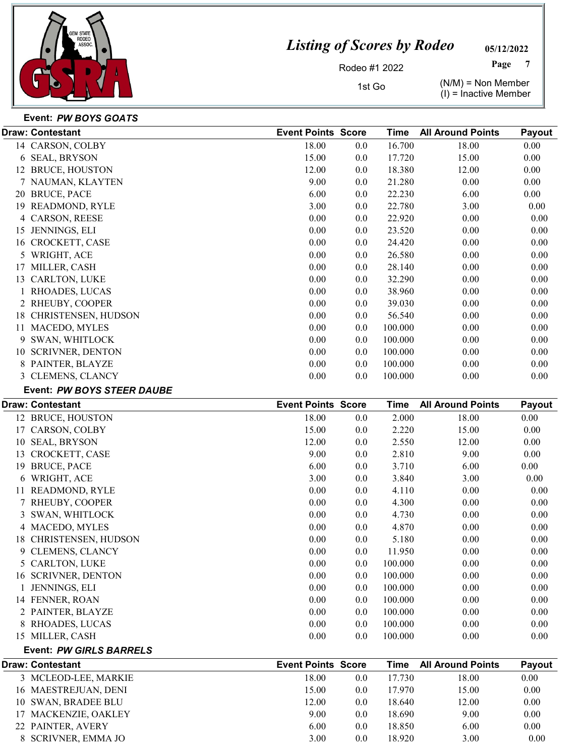# Listing of Scores by Rodeo

Rodeo #1 2022

1st Go

05/12/2022

(N/M) = Non Member
(I) = Inactive Member

**Event: *PW BOYS GOATS***

| Draw: Contestant | Event Points | Score | Time | All Around Points | Payout |
|---|---|---|---|---|---|
| 14 CARSON, COLBY | 18.00 | 0.0 | 16.700 | 18.00 | 0.00 |
| 6 SEAL, BRYSON | 15.00 | 0.0 | 17.720 | 15.00 | 0.00 |
| 12 BRUCE, HOUSTON | 12.00 | 0.0 | 18.380 | 12.00 | 0.00 |
| 7 NAUMAN, KLAYTEN | 9.00 | 0.0 | 21.280 | 0.00 | 0.00 |
| 20 BRUCE, PACE | 6.00 | 0.0 | 22.230 | 6.00 | 0.00 |
| 19 READMOND, RYLE | 3.00 | 0.0 | 22.780 | 3.00 | 0.00 |
| 4 CARSON, REESE | 0.00 | 0.0 | 22.920 | 0.00 | 0.00 |
| 15 JENNINGS, ELI | 0.00 | 0.0 | 23.520 | 0.00 | 0.00 |
| 16 CROCKETT, CASE | 0.00 | 0.0 | 24.420 | 0.00 | 0.00 |
| 5 WRIGHT, ACE | 0.00 | 0.0 | 26.580 | 0.00 | 0.00 |
| 17 MILLER, CASH | 0.00 | 0.0 | 28.140 | 0.00 | 0.00 |
| 13 CARLTON, LUKE | 0.00 | 0.0 | 32.290 | 0.00 | 0.00 |
| 1 RHOADES, LUCAS | 0.00 | 0.0 | 38.960 | 0.00 | 0.00 |
| 2 RHEUBY, COOPER | 0.00 | 0.0 | 39.030 | 0.00 | 0.00 |
| 18 CHRISTENSEN, HUDSON | 0.00 | 0.0 | 56.540 | 0.00 | 0.00 |
| 11 MACEDO, MYLES | 0.00 | 0.0 | 100.000 | 0.00 | 0.00 |
| 9 SWAN, WHITLOCK | 0.00 | 0.0 | 100.000 | 0.00 | 0.00 |
| 10 SCRIVNER, DENTON | 0.00 | 0.0 | 100.000 | 0.00 | 0.00 |
| 8 PAINTER, BLAYZE | 0.00 | 0.0 | 100.000 | 0.00 | 0.00 |
| 3 CLEMENS, CLANCY | 0.00 | 0.0 | 100.000 | 0.00 | 0.00 |

**Event: *PW BOYS STEER DAUBE***

| Draw: Contestant | Event Points | Score | Time | All Around Points | Payout |
|---|---|---|---|---|---|
| 12 BRUCE, HOUSTON | 18.00 | 0.0 | 2.000 | 18.00 | 0.00 |
| 17 CARSON, COLBY | 15.00 | 0.0 | 2.220 | 15.00 | 0.00 |
| 10 SEAL, BRYSON | 12.00 | 0.0 | 2.550 | 12.00 | 0.00 |
| 13 CROCKETT, CASE | 9.00 | 0.0 | 2.810 | 9.00 | 0.00 |
| 19 BRUCE, PACE | 6.00 | 0.0 | 3.710 | 6.00 | 0.00 |
| 6 WRIGHT, ACE | 3.00 | 0.0 | 3.840 | 3.00 | 0.00 |
| 11 READMOND, RYLE | 0.00 | 0.0 | 4.110 | 0.00 | 0.00 |
| 7 RHEUBY, COOPER | 0.00 | 0.0 | 4.300 | 0.00 | 0.00 |
| 3 SWAN, WHITLOCK | 0.00 | 0.0 | 4.730 | 0.00 | 0.00 |
| 4 MACEDO, MYLES | 0.00 | 0.0 | 4.870 | 0.00 | 0.00 |
| 18 CHRISTENSEN, HUDSON | 0.00 | 0.0 | 5.180 | 0.00 | 0.00 |
| 9 CLEMENS, CLANCY | 0.00 | 0.0 | 11.950 | 0.00 | 0.00 |
| 5 CARLTON, LUKE | 0.00 | 0.0 | 100.000 | 0.00 | 0.00 |
| 16 SCRIVNER, DENTON | 0.00 | 0.0 | 100.000 | 0.00 | 0.00 |
| 1 JENNINGS, ELI | 0.00 | 0.0 | 100.000 | 0.00 | 0.00 |
| 14 FENNER, ROAN | 0.00 | 0.0 | 100.000 | 0.00 | 0.00 |
| 2 PAINTER, BLAYZE | 0.00 | 0.0 | 100.000 | 0.00 | 0.00 |
| 8 RHOADES, LUCAS | 0.00 | 0.0 | 100.000 | 0.00 | 0.00 |
| 15 MILLER, CASH | 0.00 | 0.0 | 100.000 | 0.00 | 0.00 |

**Event: *PW GIRLS BARRELS***

| Draw: Contestant | Event Points | Score | Time | All Around Points | Payout |
|---|---|---|---|---|---|
| 3 MCLEOD-LEE, MARKIE | 18.00 | 0.0 | 17.730 | 18.00 | 0.00 |
| 16 MAESTREJUAN, DENI | 15.00 | 0.0 | 17.970 | 15.00 | 0.00 |
| 10 SWAN, BRADEE BLU | 12.00 | 0.0 | 18.640 | 12.00 | 0.00 |
| 17 MACKENZIE, OAKLEY | 9.00 | 0.0 | 18.690 | 9.00 | 0.00 |
| 22 PAINTER, AVERY | 6.00 | 0.0 | 18.850 | 6.00 | 0.00 |
| 8 SCRIVNER, EMMA JO | 3.00 | 0.0 | 18.920 | 3.00 | 0.00 |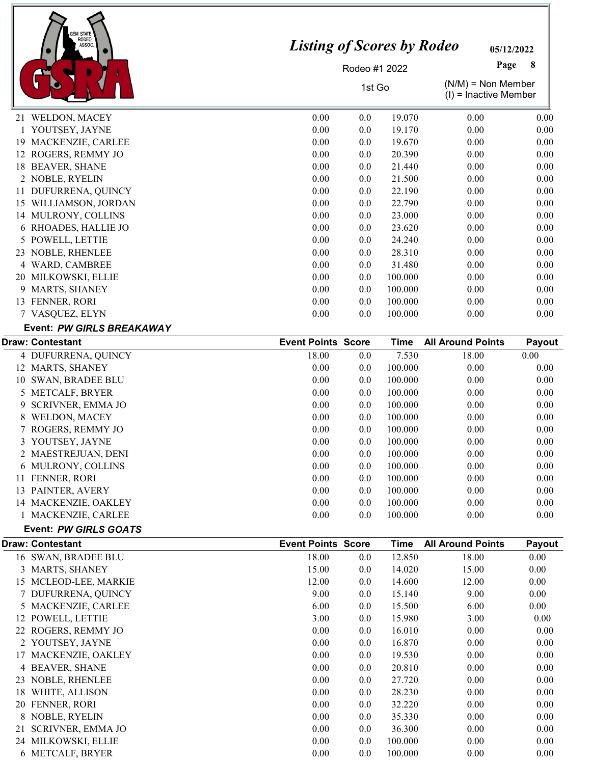| Draw | Contestant | Event Points | Score | Time | All Around Points | Payout |
|---|---|---|---|---|---|---|
| 21 | WELDON, MACEY | 0.00 | 0.0 | 19.070 | 0.00 | 0.00 |
| 1 | YOUTSEY, JAYNE | 0.00 | 0.0 | 19.170 | 0.00 | 0.00 |
| 19 | MACKENZIE, CARLEE | 0.00 | 0.0 | 19.670 | 0.00 | 0.00 |
| 12 | ROGERS, REMMY JO | 0.00 | 0.0 | 20.390 | 0.00 | 0.00 |
| 18 | BEAVER, SHANE | 0.00 | 0.0 | 21.440 | 0.00 | 0.00 |
| 2 | NOBLE, RYELIN | 0.00 | 0.0 | 21.500 | 0.00 | 0.00 |
| 11 | DUFURRENA, QUINCY | 0.00 | 0.0 | 22.190 | 0.00 | 0.00 |
| 15 | WILLIAMSON, JORDAN | 0.00 | 0.0 | 22.790 | 0.00 | 0.00 |
| 14 | MULRONY, COLLINS | 0.00 | 0.0 | 23.000 | 0.00 | 0.00 |
| 6 | RHOADES, HALLIE JO | 0.00 | 0.0 | 23.620 | 0.00 | 0.00 |
| 5 | POWELL, LETTIE | 0.00 | 0.0 | 24.240 | 0.00 | 0.00 |
| 23 | NOBLE, RHENLEE | 0.00 | 0.0 | 28.310 | 0.00 | 0.00 |
| 4 | WARD, CAMBREE | 0.00 | 0.0 | 31.480 | 0.00 | 0.00 |
| 20 | MILKOWSKI, ELLIE | 0.00 | 0.0 | 100.000 | 0.00 | 0.00 |
| 9 | MARTS, SHANEY | 0.00 | 0.0 | 100.000 | 0.00 | 0.00 |
| 13 | FENNER, RORI | 0.00 | 0.0 | 100.000 | 0.00 | 0.00 |
| 7 | VASQUEZ, ELYN | 0.00 | 0.0 | 100.000 | 0.00 | 0.00 |

**Event: *PW GIRLS BREAKAWAY***

| Draw | Contestant | Event Points | Score | Time | All Around Points | Payout |
|---|---|---|---|---|---|---|
| 4 | DUFURRENA, QUINCY | 18.00 | 0.0 | 7.530 | 18.00 | 0.00 |
| 12 | MARTS, SHANEY | 0.00 | 0.0 | 100.000 | 0.00 | 0.00 |
| 10 | SWAN, BRADEE BLU | 0.00 | 0.0 | 100.000 | 0.00 | 0.00 |
| 5 | METCALF, BRYER | 0.00 | 0.0 | 100.000 | 0.00 | 0.00 |
| 9 | SCRIVNER, EMMA JO | 0.00 | 0.0 | 100.000 | 0.00 | 0.00 |
| 8 | WELDON, MACEY | 0.00 | 0.0 | 100.000 | 0.00 | 0.00 |
| 7 | ROGERS, REMMY JO | 0.00 | 0.0 | 100.000 | 0.00 | 0.00 |
| 3 | YOUTSEY, JAYNE | 0.00 | 0.0 | 100.000 | 0.00 | 0.00 |
| 2 | MAESTREJUAN, DENI | 0.00 | 0.0 | 100.000 | 0.00 | 0.00 |
| 6 | MULRONY, COLLINS | 0.00 | 0.0 | 100.000 | 0.00 | 0.00 |
| 11 | FENNER, RORI | 0.00 | 0.0 | 100.000 | 0.00 | 0.00 |
| 13 | PAINTER, AVERY | 0.00 | 0.0 | 100.000 | 0.00 | 0.00 |
| 14 | MACKENZIE, OAKLEY | 0.00 | 0.0 | 100.000 | 0.00 | 0.00 |
| 1 | MACKENZIE, CARLEE | 0.00 | 0.0 | 100.000 | 0.00 | 0.00 |

**Event: *PW GIRLS GOATS***

| Draw | Contestant | Event Points | Score | Time | All Around Points | Payout |
|---|---|---|---|---|---|---|
| 16 | SWAN, BRADEE BLU | 18.00 | 0.0 | 12.850 | 18.00 | 0.00 |
| 3 | MARTS, SHANEY | 15.00 | 0.0 | 14.020 | 15.00 | 0.00 |
| 15 | MCLEOD-LEE, MARKIE | 12.00 | 0.0 | 14.600 | 12.00 | 0.00 |
| 7 | DUFURRENA, QUINCY | 9.00 | 0.0 | 15.140 | 9.00 | 0.00 |
| 5 | MACKENZIE, CARLEE | 6.00 | 0.0 | 15.500 | 6.00 | 0.00 |
| 12 | POWELL, LETTIE | 3.00 | 0.0 | 15.980 | 3.00 | 0.00 |
| 22 | ROGERS, REMMY JO | 0.00 | 0.0 | 16.010 | 0.00 | 0.00 |
| 2 | YOUTSEY, JAYNE | 0.00 | 0.0 | 16.870 | 0.00 | 0.00 |
| 17 | MACKENZIE, OAKLEY | 0.00 | 0.0 | 19.530 | 0.00 | 0.00 |
| 4 | BEAVER, SHANE | 0.00 | 0.0 | 20.810 | 0.00 | 0.00 |
| 23 | NOBLE, RHENLEE | 0.00 | 0.0 | 27.720 | 0.00 | 0.00 |
| 18 | WHITE, ALLISON | 0.00 | 0.0 | 28.230 | 0.00 | 0.00 |
| 20 | FENNER, RORI | 0.00 | 0.0 | 32.220 | 0.00 | 0.00 |
| 8 | NOBLE, RYELIN | 0.00 | 0.0 | 35.330 | 0.00 | 0.00 |
| 21 | SCRIVNER, EMMA JO | 0.00 | 0.0 | 36.300 | 0.00 | 0.00 |
| 24 | MILKOWSKI, ELLIE | 0.00 | 0.0 | 100.000 | 0.00 | 0.00 |
| 6 | METCALF, BRYER | 0.00 | 0.0 | 100.000 | 0.00 | 0.00 |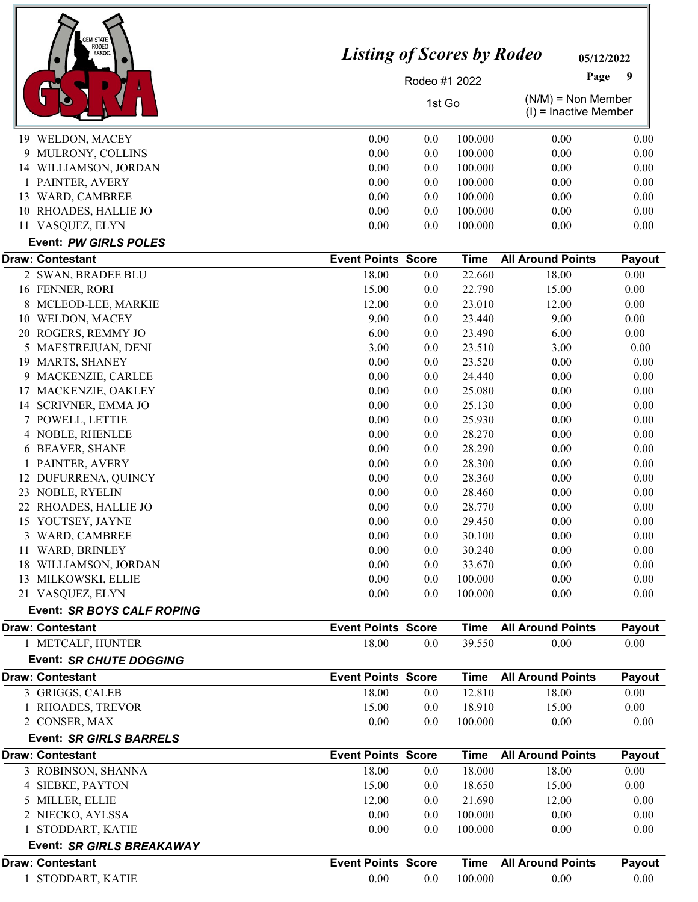# Listing of Scores by Rodeo

05/12/2022

Rodeo #1 2022

1st Go

(N/M) = Non Member
(I) = Inactive Member

| Draw: Contestant | Event Points | Score | Time | All Around Points | Payout |
|---|---|---|---|---|---|
| 19 WELDON, MACEY | 0.00 | 0.0 | 100.000 | 0.00 | 0.00 |
| 9 MULRONY, COLLINS | 0.00 | 0.0 | 100.000 | 0.00 | 0.00 |
| 14 WILLIAMSON, JORDAN | 0.00 | 0.0 | 100.000 | 0.00 | 0.00 |
| 1 PAINTER, AVERY | 0.00 | 0.0 | 100.000 | 0.00 | 0.00 |
| 13 WARD, CAMBREE | 0.00 | 0.0 | 100.000 | 0.00 | 0.00 |
| 10 RHOADES, HALLIE JO | 0.00 | 0.0 | 100.000 | 0.00 | 0.00 |
| 11 VASQUEZ, ELYN | 0.00 | 0.0 | 100.000 | 0.00 | 0.00 |

**Event: *PW GIRLS POLES***

| Draw: Contestant | Event Points | Score | Time | All Around Points | Payout |
|---|---|---|---|---|---|
| 2 SWAN, BRADEE BLU | 18.00 | 0.0 | 22.660 | 18.00 | 0.00 |
| 16 FENNER, RORI | 15.00 | 0.0 | 22.790 | 15.00 | 0.00 |
| 8 MCLEOD-LEE, MARKIE | 12.00 | 0.0 | 23.010 | 12.00 | 0.00 |
| 10 WELDON, MACEY | 9.00 | 0.0 | 23.440 | 9.00 | 0.00 |
| 20 ROGERS, REMMY JO | 6.00 | 0.0 | 23.490 | 6.00 | 0.00 |
| 5 MAESTREJUAN, DENI | 3.00 | 0.0 | 23.510 | 3.00 | 0.00 |
| 19 MARTS, SHANEY | 0.00 | 0.0 | 23.520 | 0.00 | 0.00 |
| 9 MACKENZIE, CARLEE | 0.00 | 0.0 | 24.440 | 0.00 | 0.00 |
| 17 MACKENZIE, OAKLEY | 0.00 | 0.0 | 25.080 | 0.00 | 0.00 |
| 14 SCRIVNER, EMMA JO | 0.00 | 0.0 | 25.130 | 0.00 | 0.00 |
| 7 POWELL, LETTIE | 0.00 | 0.0 | 25.930 | 0.00 | 0.00 |
| 4 NOBLE, RHENLEE | 0.00 | 0.0 | 28.270 | 0.00 | 0.00 |
| 6 BEAVER, SHANE | 0.00 | 0.0 | 28.290 | 0.00 | 0.00 |
| 1 PAINTER, AVERY | 0.00 | 0.0 | 28.300 | 0.00 | 0.00 |
| 12 DUFURRENA, QUINCY | 0.00 | 0.0 | 28.360 | 0.00 | 0.00 |
| 23 NOBLE, RYELIN | 0.00 | 0.0 | 28.460 | 0.00 | 0.00 |
| 22 RHOADES, HALLIE JO | 0.00 | 0.0 | 28.770 | 0.00 | 0.00 |
| 15 YOUTSEY, JAYNE | 0.00 | 0.0 | 29.450 | 0.00 | 0.00 |
| 3 WARD, CAMBREE | 0.00 | 0.0 | 30.100 | 0.00 | 0.00 |
| 11 WARD, BRINLEY | 0.00 | 0.0 | 30.240 | 0.00 | 0.00 |
| 18 WILLIAMSON, JORDAN | 0.00 | 0.0 | 33.670 | 0.00 | 0.00 |
| 13 MILKOWSKI, ELLIE | 0.00 | 0.0 | 100.000 | 0.00 | 0.00 |
| 21 VASQUEZ, ELYN | 0.00 | 0.0 | 100.000 | 0.00 | 0.00 |

**Event: *SR BOYS CALF ROPING***

| Draw: Contestant | Event Points | Score | Time | All Around Points | Payout |
|---|---|---|---|---|---|
| 1 METCALF, HUNTER | 18.00 | 0.0 | 39.550 | 0.00 | 0.00 |

**Event: *SR CHUTE DOGGING***

| Draw: Contestant | Event Points | Score | Time | All Around Points | Payout |
|---|---|---|---|---|---|
| 3 GRIGGS, CALEB | 18.00 | 0.0 | 12.810 | 18.00 | 0.00 |
| 1 RHOADES, TREVOR | 15.00 | 0.0 | 18.910 | 15.00 | 0.00 |
| 2 CONSER, MAX | 0.00 | 0.0 | 100.000 | 0.00 | 0.00 |

**Event: *SR GIRLS BARRELS***

| Draw: Contestant | Event Points | Score | Time | All Around Points | Payout |
|---|---|---|---|---|---|
| 3 ROBINSON, SHANNA | 18.00 | 0.0 | 18.000 | 18.00 | 0.00 |
| 4 SIEBKE, PAYTON | 15.00 | 0.0 | 18.650 | 15.00 | 0.00 |
| 5 MILLER, ELLIE | 12.00 | 0.0 | 21.690 | 12.00 | 0.00 |
| 2 NIECKO, AYLSSA | 0.00 | 0.0 | 100.000 | 0.00 | 0.00 |
| 1 STODDART, KATIE | 0.00 | 0.0 | 100.000 | 0.00 | 0.00 |

**Event: *SR GIRLS BREAKAWAY***

| Draw: Contestant | Event Points | Score | Time | All Around Points | Payout |
|---|---|---|---|---|---|
| 1 STODDART, KATIE | 0.00 | 0.0 | 100.000 | 0.00 | 0.00 |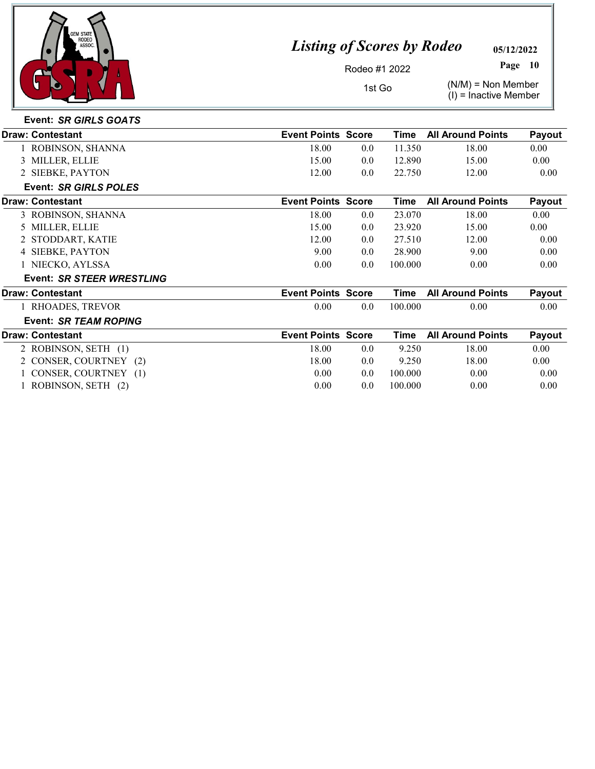# Listing of Scores by Rodeo

Rodeo #1 2022

1st Go

05/12/2022

(N/M) = Non Member
(I) = Inactive Member

**Event: *SR GIRLS GOATS***

| Draw: Contestant | Event Points | Score | Time | All Around Points | Payout |
|---|---|---|---|---|---|
| 1 ROBINSON, SHANNA | 18.00 | 0.0 | 11.350 | 18.00 | 0.00 |
| 3 MILLER, ELLIE | 15.00 | 0.0 | 12.890 | 15.00 | 0.00 |
| 2 SIEBKE, PAYTON | 12.00 | 0.0 | 22.750 | 12.00 | 0.00 |

**Event: *SR GIRLS POLES***

| Draw: Contestant | Event Points | Score | Time | All Around Points | Payout |
|---|---|---|---|---|---|
| 3 ROBINSON, SHANNA | 18.00 | 0.0 | 23.070 | 18.00 | 0.00 |
| 5 MILLER, ELLIE | 15.00 | 0.0 | 23.920 | 15.00 | 0.00 |
| 2 STODDART, KATIE | 12.00 | 0.0 | 27.510 | 12.00 | 0.00 |
| 4 SIEBKE, PAYTON | 9.00 | 0.0 | 28.900 | 9.00 | 0.00 |
| 1 NIECKO, AYLSSA | 0.00 | 0.0 | 100.000 | 0.00 | 0.00 |

**Event: *SR STEER WRESTLING***

| Draw: Contestant | Event Points | Score | Time | All Around Points | Payout |
|---|---|---|---|---|---|
| 1 RHOADES, TREVOR | 0.00 | 0.0 | 100.000 | 0.00 | 0.00 |

**Event: *SR TEAM ROPING***

| Draw: Contestant | Event Points | Score | Time | All Around Points | Payout |
|---|---|---|---|---|---|
| 2 ROBINSON, SETH (1) | 18.00 | 0.0 | 9.250 | 18.00 | 0.00 |
| 2 CONSER, COURTNEY (2) | 18.00 | 0.0 | 9.250 | 18.00 | 0.00 |
| 1 CONSER, COURTNEY (1) | 0.00 | 0.0 | 100.000 | 0.00 | 0.00 |
| 1 ROBINSON, SETH (2) | 0.00 | 0.0 | 100.000 | 0.00 | 0.00 |